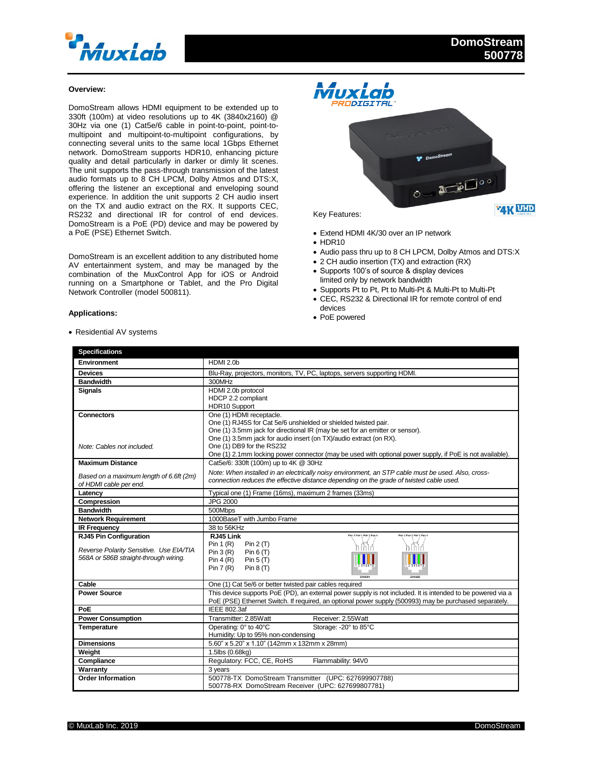# DomoStream 500778

**Overview:**

DomoStream allows HDMI equipment to be extended up to 330ft (100m) at video resolutions up to 4K (3840x2160) @ 30Hz via one (1) Cat5e/6 cable in point-to-point, point-to-multipoint and multipoint-to-multipoint configurations, by connecting several units to the same local 1Gbps Ethernet network. DomoStream supports HDR10, enhancing picture quality and detail particularly in darker or dimly lit scenes. The unit supports the pass-through transmission of the latest audio formats up to 8 CH LPCM, Dolby Atmos and DTS:X, offering the listener an exceptional and enveloping sound experience. In addition the unit supports 2 CH audio insert on the TX and audio extract on the RX. It supports CEC, RS232 and directional IR for control of end devices. DomoStream is a PoE (PD) device and may be powered by a PoE (PSE) Ethernet Switch.

DomoStream is an excellent addition to any distributed home AV entertainment system, and may be managed by the combination of the MuxControl App for iOS or Android running on a Smartphone or Tablet, and the Pro Digital Network Controller (model 500811).

**Applications:**

- Residential AV systems

Key Features:

- Extend HDMI 4K/30 over an IP network
- HDR10
- Audio pass thru up to 8 CH LPCM, Dolby Atmos and DTS:X
- 2 CH audio insertion (TX) and extraction (RX)
- Supports 100's of source & display devices limited only by network bandwidth
- Supports Pt to Pt, Pt to Multi-Pt & Multi-Pt to Multi-Pt
- CEC, RS232 & Directional IR for remote control of end devices
- PoE powered

| Specifications | |
|---|---|
| **Environment** | HDMI 2.0b |
| **Devices** | Blu-Ray, projectors, monitors, TV, PC, laptops, servers supporting HDMI. |
| **Bandwidth** | 300MHz |
| **Signals** | HDMI 2.0b protocol<br>HDCP 2.2 compliant<br>HDR10 Support |
| **Connectors**<br><br>*Note: Cables not included.* | One (1) HDMI receptacle.<br>One (1) RJ45S for Cat 5e/6 unshielded or shielded twisted pair.<br>One (1) 3.5mm jack for directional IR (may be set for an emitter or sensor).<br>One (1) 3.5mm jack for audio insert (on TX)/audio extract (on RX).<br>One (1) DB9 for the RS232<br>One (1) 2.1mm locking power connector (may be used with optional power supply, if PoE is not available). |
| **Maximum Distance**<br><br>*Based on a maximum length of 6.6ft (2m) of HDMI cable per end.* | Cat5e/6: 330ft (100m) up to 4K @ 30Hz<br><br>*Note: When installed in an electrically noisy environment, an STP cable must be used. Also, cross-connection reduces the effective distance depending on the grade of twisted cable used.* |
| **Latency** | Typical one (1) Frame (16ms), maximum 2 frames (33ms) |
| **Compression** | JPG 2000 |
| **Bandwidth** | 500Mbps |
| **Network Requirement** | 1000BaseT with Jumbo Frame |
| **IR Frequency** | 38 to 56KHz |
| **RJ45 Pin Configuration**<br><br>*Reverse Polarity Sensitive. Use EIA/TIA 568A or 586B straight-through wiring.* | **RJ45 Link**<br>Pin 1 (R) Pin 2 (T)<br>Pin 3 (R) Pin 6 (T)<br>Pin 4 (R) Pin 5 (T)<br>Pin 7 (R) Pin 8 (T) |
| **Cable** | One (1) Cat 5e/6 or better twisted pair cables required |
| **Power Source** | This device supports PoE (PD), an external power supply is not included. It is intended to be powered via a PoE (PSE) Ethernet Switch. If required, an optional power supply (500993) may be purchased separately. |
| **PoE** | IEEE 802.3af |
| **Power Consumption** | Transmitter: 2.85Watt Receiver: 2.55Watt |
| **Temperature** | Operating: 0° to 40°C Storage: -20° to 85°C<br>Humidity: Up to 95% non-condensing |
| **Dimensions** | 5.60" x 5.20" x 1.10" (142mm x 132mm x 28mm) |
| **Weight** | 1.5lbs (0.68kg) |
| **Compliance** | Regulatory: FCC, CE, RoHS Flammability: 94V0 |
| **Warranty** | 3 years |
| **Order Information** | 500778-TX DomoStream Transmitter (UPC: 627699907788)<br>500778-RX DomoStream Receiver (UPC: 627699807781) |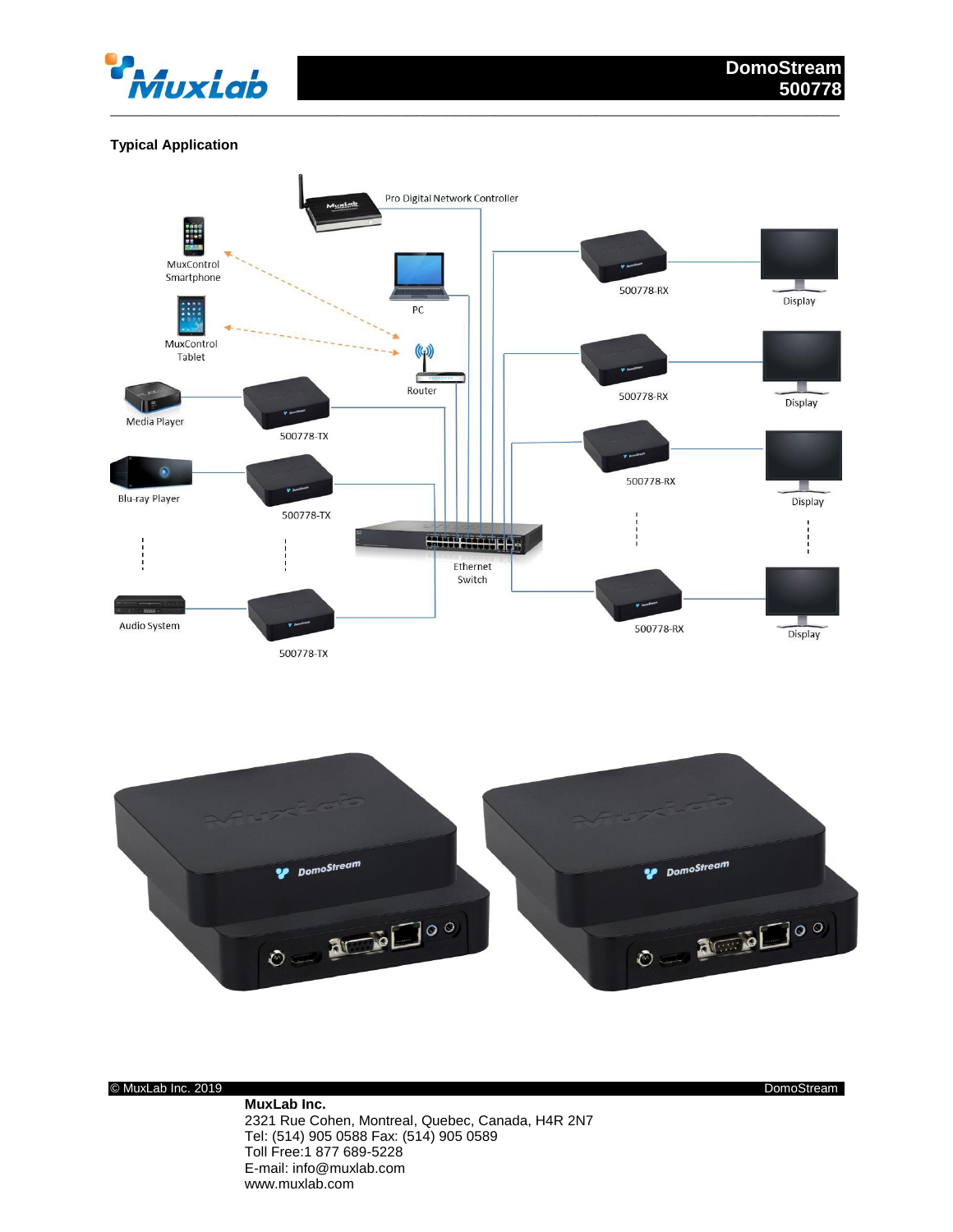### Typical Application

Pro Digital Network Controller

MuxControl Smartphone

MuxControl Tablet

PC

Router

Media Player

500778-TX

Blu-ray Player

500778-TX

Audio System

500778-TX

Ethernet Switch

500778-RX

Display

500778-RX

Display

500778-RX

Display

500778-RX

Display

**MuxLab Inc.**
2321 Rue Cohen, Montreal, Quebec, Canada, H4R 2N7
Tel: (514) 905 0588 Fax: (514) 905 0589
Toll Free:1 877 689-5228
E-mail: info@muxlab.com
www.muxlab.com